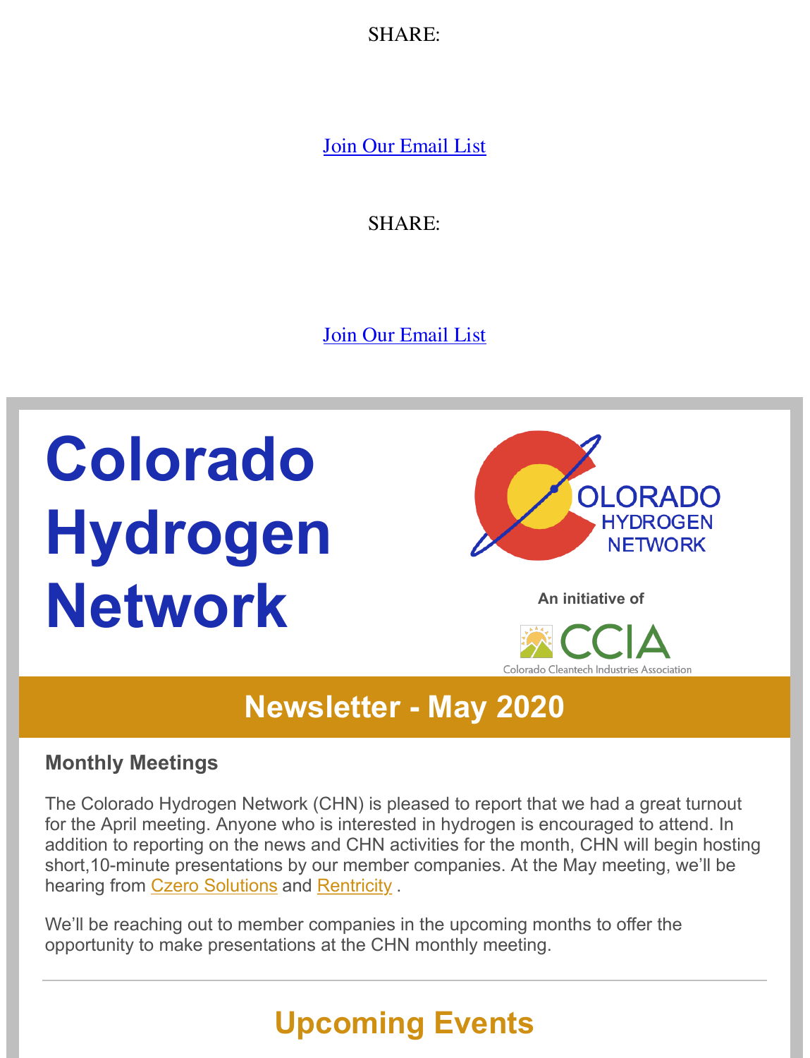SHARE:

Join Our Email List

SHARE:

Join Our Email List

# Colorado Hydrogen Network

COLORADO HYDROGEN NETWORK

**An initiative of**

CCIA
Colorado Cleantech Industries Association

## Newsletter - May 2020

### Monthly Meetings

The Colorado Hydrogen Network (CHN) is pleased to report that we had a great turnout for the April meeting. Anyone who is interested in hydrogen is encouraged to attend. In addition to reporting on the news and CHN activities for the month, CHN will begin hosting short,10-minute presentations by our member companies. At the May meeting, we'll be hearing from Czero Solutions and Rentricity .

We'll be reaching out to member companies in the upcoming months to offer the opportunity to make presentations at the CHN monthly meeting.

---

## Upcoming Events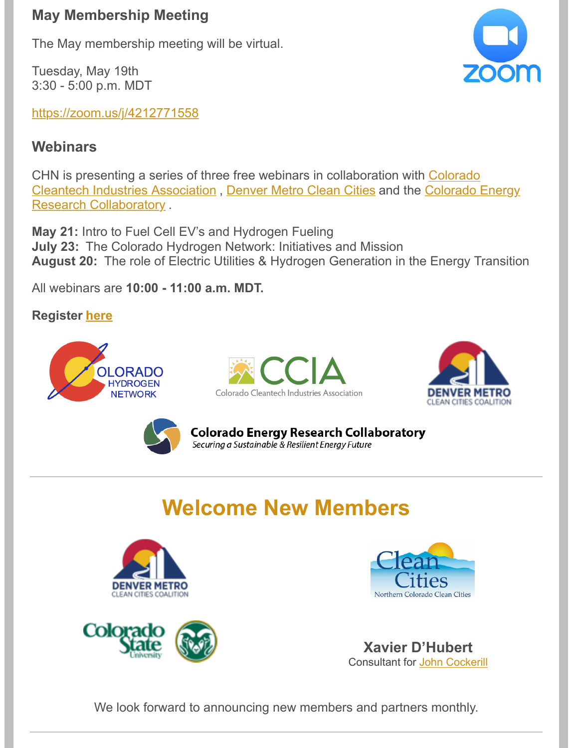## May Membership Meeting

The May membership meeting will be virtual.

Tuesday, May 19th
3:30 - 5:00 p.m. MDT

https://zoom.us/j/4212771558

## Webinars

CHN is presenting a series of three free webinars in collaboration with Colorado Cleantech Industries Association , Denver Metro Clean Cities and the Colorado Energy Research Collaboratory .

**May 21:** Intro to Fuel Cell EV's and Hydrogen Fueling
**July 23:** The Colorado Hydrogen Network: Initiatives and Mission
**August 20:** The role of Electric Utilities & Hydrogen Generation in the Energy Transition

All webinars are **10:00 - 11:00 a.m. MDT.**

**Register here**

---

# Welcome New Members

Denver Metro Clean Cities Coalition

Northern Colorado Clean Cities

Colorado State University

**Xavier D'Hubert**
Consultant for John Cockerill

We look forward to announcing new members and partners monthly.

---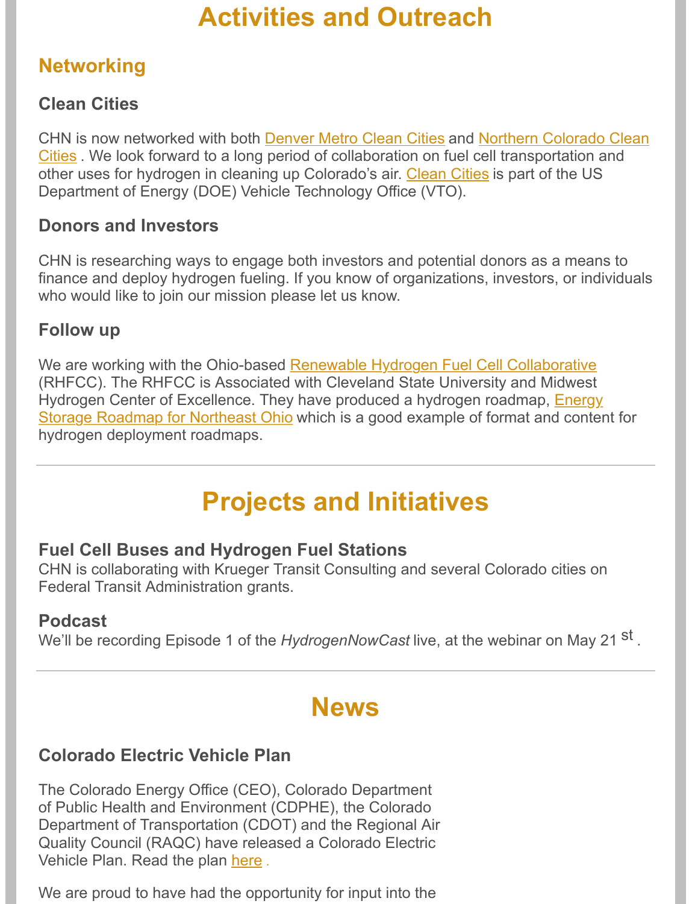# Activities and Outreach

## Networking

### Clean Cities

CHN is now networked with both Denver Metro Clean Cities and Northern Colorado Clean Cities . We look forward to a long period of collaboration on fuel cell transportation and other uses for hydrogen in cleaning up Colorado's air. Clean Cities is part of the US Department of Energy (DOE) Vehicle Technology Office (VTO).

### Donors and Investors

CHN is researching ways to engage both investors and potential donors as a means to finance and deploy hydrogen fueling. If you know of organizations, investors, or individuals who would like to join our mission please let us know.

### Follow up

We are working with the Ohio-based Renewable Hydrogen Fuel Cell Collaborative (RHFCC). The RHFCC is Associated with Cleveland State University and Midwest Hydrogen Center of Excellence. They have produced a hydrogen roadmap, Energy Storage Roadmap for Northeast Ohio which is a good example of format and content for hydrogen deployment roadmaps.

---

# Projects and Initiatives

### Fuel Cell Buses and Hydrogen Fuel Stations

CHN is collaborating with Krueger Transit Consulting and several Colorado cities on Federal Transit Administration grants.

### Podcast

We'll be recording Episode 1 of the *HydrogenNowCast* live, at the webinar on May 21st .

---

# News

### Colorado Electric Vehicle Plan

The Colorado Energy Office (CEO), Colorado Department of Public Health and Environment (CDPHE), the Colorado Department of Transportation (CDOT) and the Regional Air Quality Council (RAQC) have released a Colorado Electric Vehicle Plan. Read the plan here .

We are proud to have had the opportunity for input into the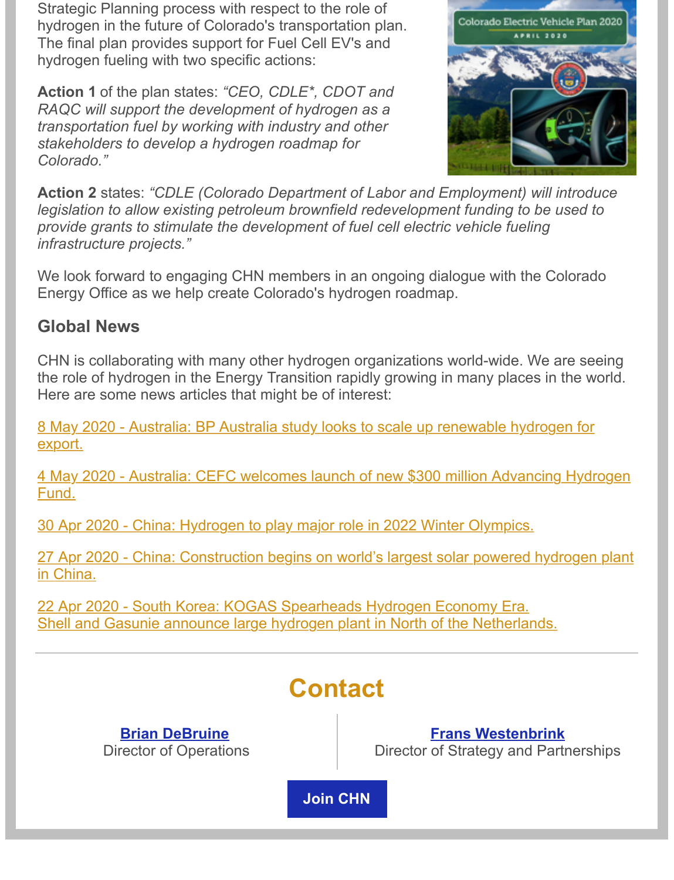Strategic Planning process with respect to the role of hydrogen in the future of Colorado's transportation plan. The final plan provides support for Fuel Cell EV's and hydrogen fueling with two specific actions:

**Action 1** of the plan states: *"CEO, CDLE*, CDOT and RAQC will support the development of hydrogen as a transportation fuel by working with industry and other stakeholders to develop a hydrogen roadmap for Colorado."*

**Action 2** states: *"CDLE (Colorado Department of Labor and Employment) will introduce legislation to allow existing petroleum brownfield redevelopment funding to be used to provide grants to stimulate the development of fuel cell electric vehicle fueling infrastructure projects."*

We look forward to engaging CHN members in an ongoing dialogue with the Colorado Energy Office as we help create Colorado's hydrogen roadmap.

### Global News

CHN is collaborating with many other hydrogen organizations world-wide. We are seeing the role of hydrogen in the Energy Transition rapidly growing in many places in the world. Here are some news articles that might be of interest:

8 May 2020 - Australia: BP Australia study looks to scale up renewable hydrogen for export.

4 May 2020 - Australia: CEFC welcomes launch of new $300 million Advancing Hydrogen Fund.

30 Apr 2020 - China: Hydrogen to play major role in 2022 Winter Olympics.

27 Apr 2020 - China: Construction begins on world's largest solar powered hydrogen plant in China.

22 Apr 2020 - South Korea: KOGAS Spearheads Hydrogen Economy Era.
Shell and Gasunie announce large hydrogen plant in North of the Netherlands.

## Contact

**Brian DeBruine**
Director of Operations

**Frans Westenbrink**
Director of Strategy and Partnerships

**Join CHN**